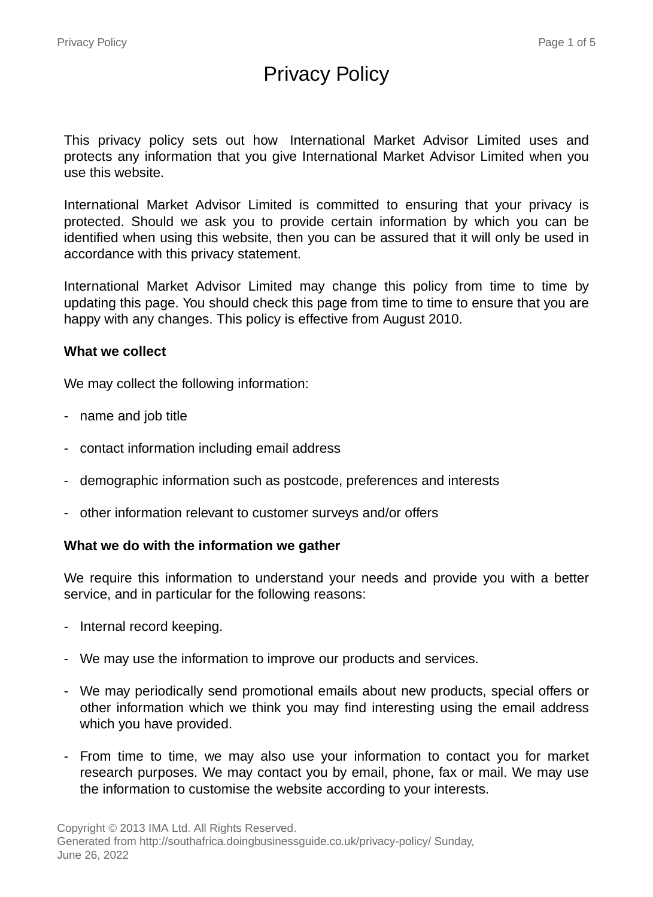# Privacy Policy

This privacy policy sets out how International Market Advisor Limited uses and protects any information that you give International Market Advisor Limited when you use this website.

International Market Advisor Limited is committed to ensuring that your privacy is protected. Should we ask you to provide certain information by which you can be identified when using this website, then you can be assured that it will only be used in accordance with this privacy statement.

International Market Advisor Limited may change this policy from time to time by updating this page. You should check this page from time to time to ensure that you are happy with any changes. This policy is effective from August 2010.

**What we collect**

We may collect the following information:

- name and job title
- contact information including email address
- demographic information such as postcode, preferences and interests
- other information relevant to customer surveys and/or offers

**What we do with the information we gather**

We require this information to understand your needs and provide you with a better service, and in particular for the following reasons:

- Internal record keeping.
- We may use the information to improve our products and services.
- We may periodically send promotional emails about new products, special offers or other information which we think you may find interesting using the email address which you have provided.
- From time to time, we may also use your information to contact you for market research purposes. We may contact you by email, phone, fax or mail. We may use the information to customise the website according to your interests.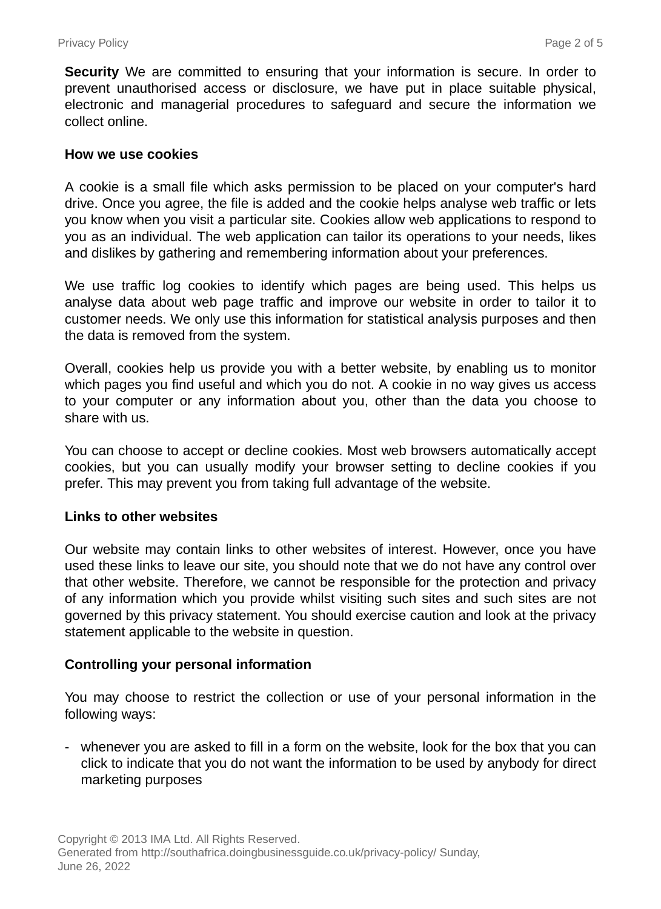**Security** We are committed to ensuring that your information is secure. In order to prevent unauthorised access or disclosure, we have put in place suitable physical, electronic and managerial procedures to safeguard and secure the information we collect online.

**How we use cookies**

A cookie is a small file which asks permission to be placed on your computer's hard drive. Once you agree, the file is added and the cookie helps analyse web traffic or lets you know when you visit a particular site. Cookies allow web applications to respond to you as an individual. The web application can tailor its operations to your needs, likes and dislikes by gathering and remembering information about your preferences.

We use traffic log cookies to identify which pages are being used. This helps us analyse data about web page traffic and improve our website in order to tailor it to customer needs. We only use this information for statistical analysis purposes and then the data is removed from the system.

Overall, cookies help us provide you with a better website, by enabling us to monitor which pages you find useful and which you do not. A cookie in no way gives us access to your computer or any information about you, other than the data you choose to share with us.

You can choose to accept or decline cookies. Most web browsers automatically accept cookies, but you can usually modify your browser setting to decline cookies if you prefer. This may prevent you from taking full advantage of the website.

**Links to other websites**

Our website may contain links to other websites of interest. However, once you have used these links to leave our site, you should note that we do not have any control over that other website. Therefore, we cannot be responsible for the protection and privacy of any information which you provide whilst visiting such sites and such sites are not governed by this privacy statement. You should exercise caution and look at the privacy statement applicable to the website in question.

**Controlling your personal information**

You may choose to restrict the collection or use of your personal information in the following ways:

- whenever you are asked to fill in a form on the website, look for the box that you can click to indicate that you do not want the information to be used by anybody for direct marketing purposes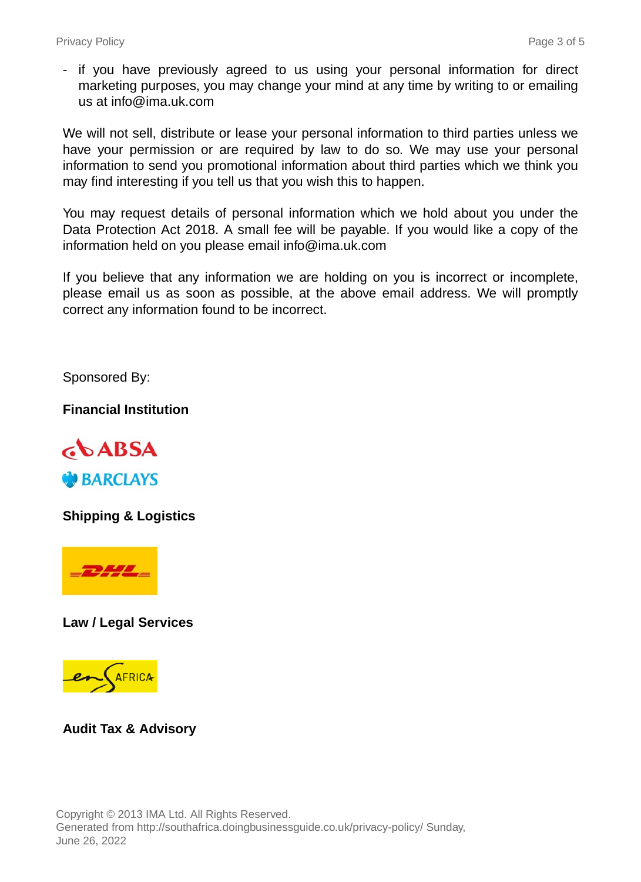- if you have previously agreed to us using your personal information for direct marketing purposes, you may change your mind at any time by writing to or emailing us at info@ima.uk.com

We will not sell, distribute or lease your personal information to third parties unless we have your permission or are required by law to do so. We may use your personal information to send you promotional information about third parties which we think you may find interesting if you tell us that you wish this to happen.

You may request details of personal information which we hold about you under the Data Protection Act 2018. A small fee will be payable. If you would like a copy of the information held on you please email info@ima.uk.com

If you believe that any information we are holding on you is incorrect or incomplete, please email us as soon as possible, at the above email address. We will promptly correct any information found to be incorrect.

Sponsored By:

**Financial Institution**

ABSA

BARCLAYS

**Shipping & Logistics**

DHL

**Law / Legal Services**

ENSafrica

**Audit Tax & Advisory**

Copyright © 2013 IMA Ltd. All Rights Reserved.
Generated from http://southafrica.doingbusinessguide.co.uk/privacy-policy/ Sunday, June 26, 2022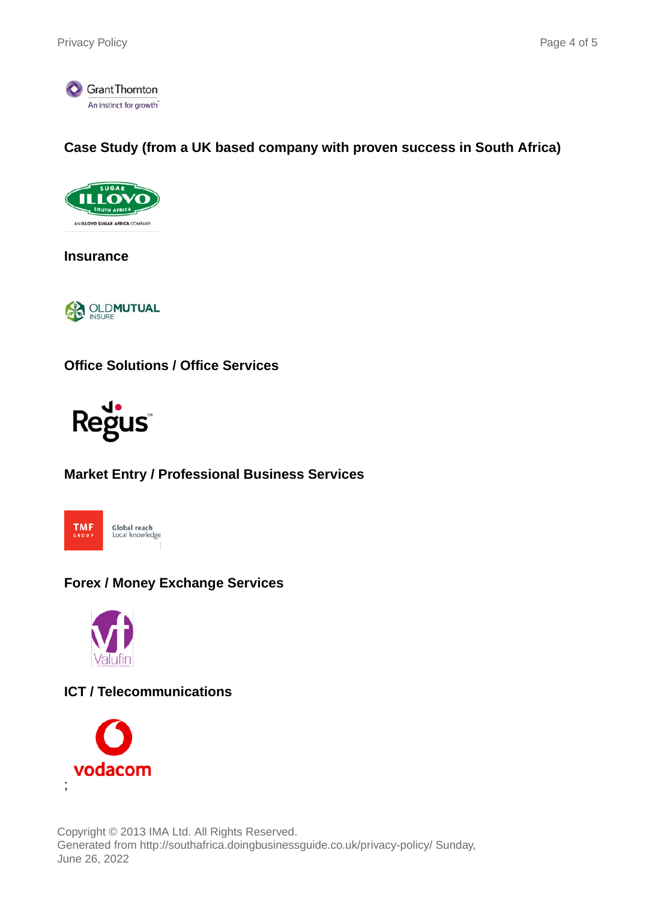**Case Study (from a UK based company with proven success in South Africa)**

**Insurance**

**Office Solutions / Office Services**

**Market Entry / Professional Business Services**

**Forex / Money Exchange Services**

**ICT / Telecommunications**

;

Copyright © 2013 IMA Ltd. All Rights Reserved.
Generated from http://southafrica.doingbusinessguide.co.uk/privacy-policy/ Sunday, June 26, 2022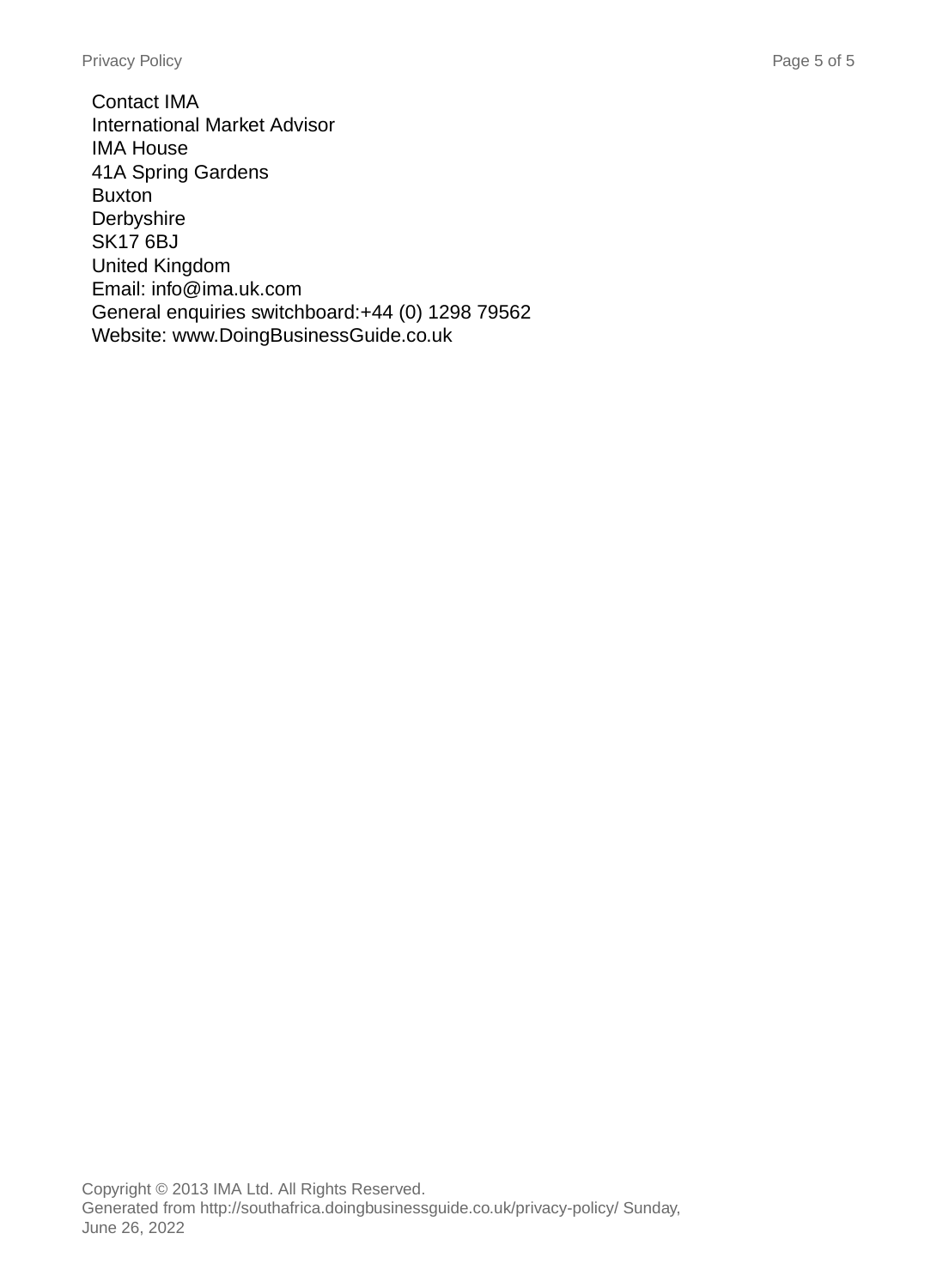Contact IMA
International Market Advisor
IMA House
41A Spring Gardens
Buxton
Derbyshire
SK17 6BJ
United Kingdom
Email: info@ima.uk.com
General enquiries switchboard:+44 (0) 1298 79562
Website: www.DoingBusinessGuide.co.uk